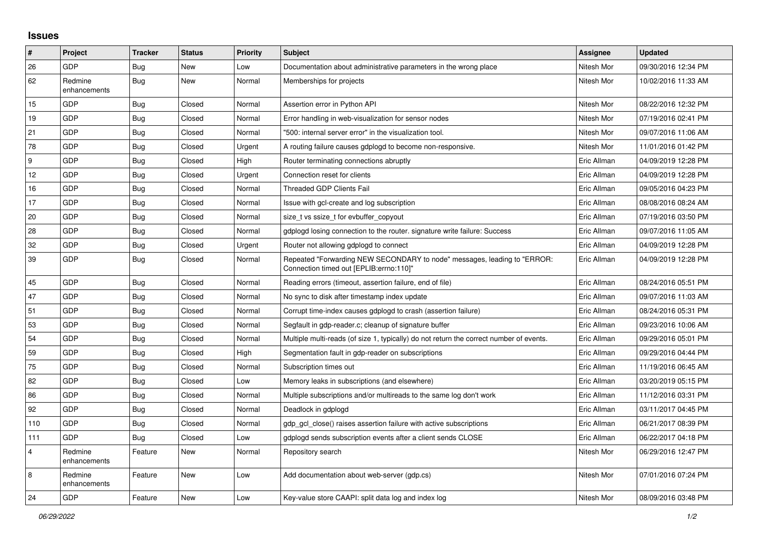## Issues

| # | Project | Tracker | Status | Priority | Subject | Assignee | Updated |
|---|---|---|---|---|---|---|---|
| 26 | GDP | Bug | New | Low | Documentation about administrative parameters in the wrong place | Nitesh Mor | 09/30/2016 12:34 PM |
| 62 | Redmine enhancements | Bug | New | Normal | Memberships for projects | Nitesh Mor | 10/02/2016 11:33 AM |
| 15 | GDP | Bug | Closed | Normal | Assertion error in Python API | Nitesh Mor | 08/22/2016 12:32 PM |
| 19 | GDP | Bug | Closed | Normal | Error handling in web-visualization for sensor nodes | Nitesh Mor | 07/19/2016 02:41 PM |
| 21 | GDP | Bug | Closed | Normal | "500: internal server error" in the visualization tool. | Nitesh Mor | 09/07/2016 11:06 AM |
| 78 | GDP | Bug | Closed | Urgent | A routing failure causes gdplogd to become non-responsive. | Nitesh Mor | 11/01/2016 01:42 PM |
| 9 | GDP | Bug | Closed | High | Router terminating connections abruptly | Eric Allman | 04/09/2019 12:28 PM |
| 12 | GDP | Bug | Closed | Urgent | Connection reset for clients | Eric Allman | 04/09/2019 12:28 PM |
| 16 | GDP | Bug | Closed | Normal | Threaded GDP Clients Fail | Eric Allman | 09/05/2016 04:23 PM |
| 17 | GDP | Bug | Closed | Normal | Issue with gcl-create and log subscription | Eric Allman | 08/08/2016 08:24 AM |
| 20 | GDP | Bug | Closed | Normal | size_t vs ssize_t for evbuffer_copyout | Eric Allman | 07/19/2016 03:50 PM |
| 28 | GDP | Bug | Closed | Normal | gdplogd losing connection to the router. signature write failure: Success | Eric Allman | 09/07/2016 11:05 AM |
| 32 | GDP | Bug | Closed | Urgent | Router not allowing gdplogd to connect | Eric Allman | 04/09/2019 12:28 PM |
| 39 | GDP | Bug | Closed | Normal | Repeated "Forwarding NEW SECONDARY to node" messages, leading to "ERROR: Connection timed out [EPLIB:errno:110]" | Eric Allman | 04/09/2019 12:28 PM |
| 45 | GDP | Bug | Closed | Normal | Reading errors (timeout, assertion failure, end of file) | Eric Allman | 08/24/2016 05:51 PM |
| 47 | GDP | Bug | Closed | Normal | No sync to disk after timestamp index update | Eric Allman | 09/07/2016 11:03 AM |
| 51 | GDP | Bug | Closed | Normal | Corrupt time-index causes gdplogd to crash (assertion failure) | Eric Allman | 08/24/2016 05:31 PM |
| 53 | GDP | Bug | Closed | Normal | Segfault in gdp-reader.c; cleanup of signature buffer | Eric Allman | 09/23/2016 10:06 AM |
| 54 | GDP | Bug | Closed | Normal | Multiple multi-reads (of size 1, typically) do not return the correct number of events. | Eric Allman | 09/29/2016 05:01 PM |
| 59 | GDP | Bug | Closed | High | Segmentation fault in gdp-reader on subscriptions | Eric Allman | 09/29/2016 04:44 PM |
| 75 | GDP | Bug | Closed | Normal | Subscription times out | Eric Allman | 11/19/2016 06:45 AM |
| 82 | GDP | Bug | Closed | Low | Memory leaks in subscriptions (and elsewhere) | Eric Allman | 03/20/2019 05:15 PM |
| 86 | GDP | Bug | Closed | Normal | Multiple subscriptions and/or multireads to the same log don't work | Eric Allman | 11/12/2016 03:31 PM |
| 92 | GDP | Bug | Closed | Normal | Deadlock in gdplogd | Eric Allman | 03/11/2017 04:45 PM |
| 110 | GDP | Bug | Closed | Normal | gdp_gcl_close() raises assertion failure with active subscriptions | Eric Allman | 06/21/2017 08:39 PM |
| 111 | GDP | Bug | Closed | Low | gdplogd sends subscription events after a client sends CLOSE | Eric Allman | 06/22/2017 04:18 PM |
| 4 | Redmine enhancements | Feature | New | Normal | Repository search | Nitesh Mor | 06/29/2016 12:47 PM |
| 8 | Redmine enhancements | Feature | New | Low | Add documentation about web-server (gdp.cs) | Nitesh Mor | 07/01/2016 07:24 PM |
| 24 | GDP | Feature | New | Low | Key-value store CAAPI: split data log and index log | Nitesh Mor | 08/09/2016 03:48 PM |

*06/29/2022*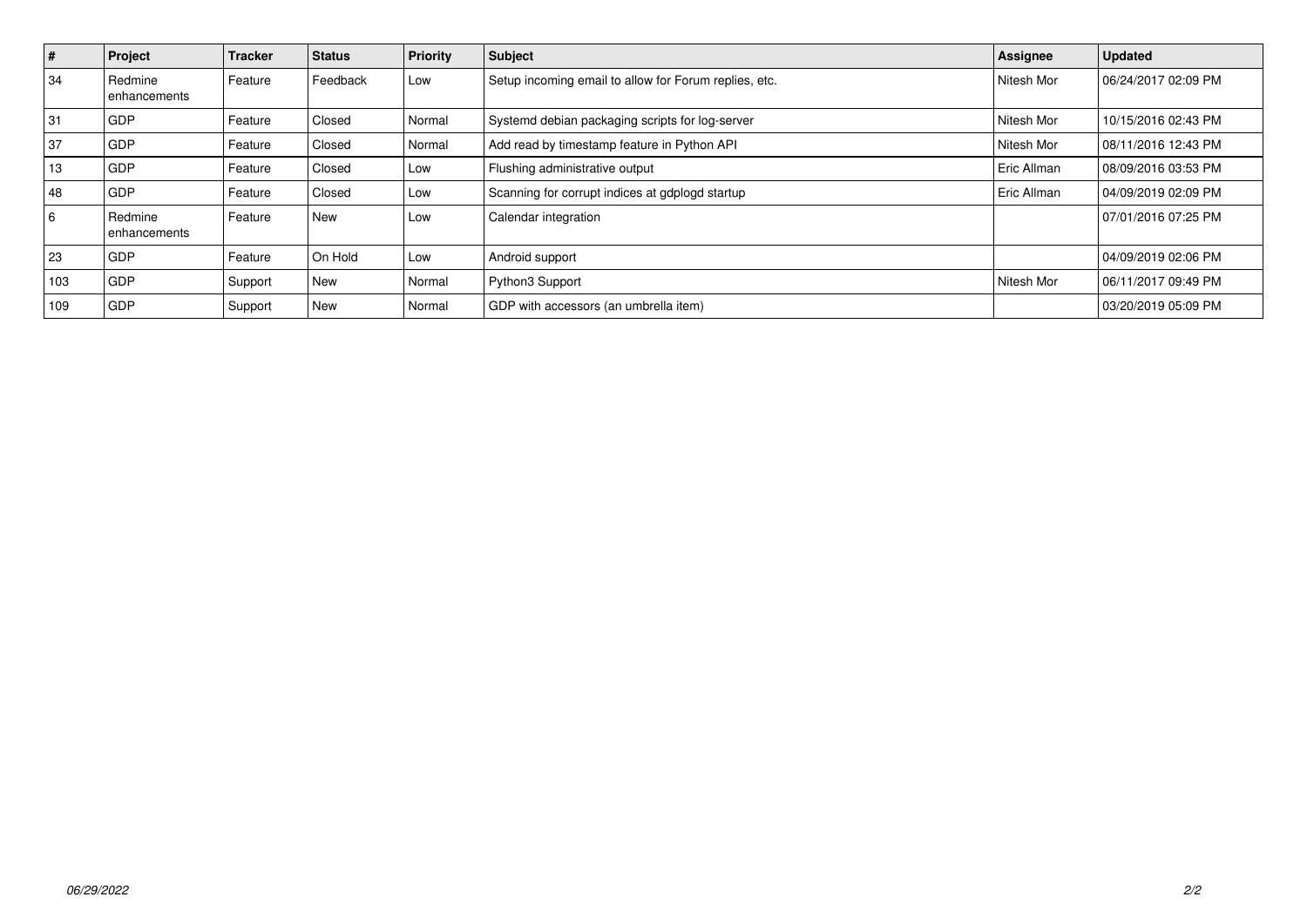| # | Project | Tracker | Status | Priority | Subject | Assignee | Updated |
|---|---|---|---|---|---|---|---|
| 34 | Redmine enhancements | Feature | Feedback | Low | Setup incoming email to allow for Forum replies, etc. | Nitesh Mor | 06/24/2017 02:09 PM |
| 31 | GDP | Feature | Closed | Normal | Systemd debian packaging scripts for log-server | Nitesh Mor | 10/15/2016 02:43 PM |
| 37 | GDP | Feature | Closed | Normal | Add read by timestamp feature in Python API | Nitesh Mor | 08/11/2016 12:43 PM |
| 13 | GDP | Feature | Closed | Low | Flushing administrative output | Eric Allman | 08/09/2016 03:53 PM |
| 48 | GDP | Feature | Closed | Low | Scanning for corrupt indices at gdplogd startup | Eric Allman | 04/09/2019 02:09 PM |
| 6 | Redmine enhancements | Feature | New | Low | Calendar integration | | 07/01/2016 07:25 PM |
| 23 | GDP | Feature | On Hold | Low | Android support | | 04/09/2019 02:06 PM |
| 103 | GDP | Support | New | Normal | Python3 Support | Nitesh Mor | 06/11/2017 09:49 PM |
| 109 | GDP | Support | New | Normal | GDP with accessors (an umbrella item) | | 03/20/2019 05:09 PM |